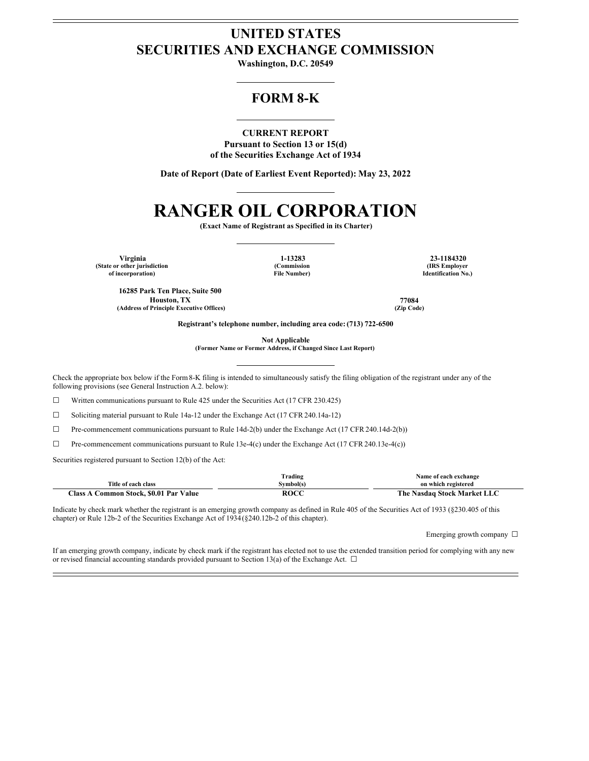# UNITED STATES
# SECURITIES AND EXCHANGE COMMISSION

**Washington, D.C. 20549**

## FORM 8-K

**CURRENT REPORT**
**Pursuant to Section 13 or 15(d)**
**of the Securities Exchange Act of 1934**

**Date of Report (Date of Earliest Event Reported): May 23, 2022**

# RANGER OIL CORPORATION

**(Exact Name of Registrant as Specified in its Charter)**

| Virginia | 1-13283 | 23-1184320 |
|---|---|---|
| (State or other jurisdiction of incorporation) | (Commission File Number) | (IRS Employer Identification No.) |

| 16285 Park Ten Place, Suite 500 Houston, TX | 77084 |
|---|---|
| (Address of Principle Executive Offices) | (Zip Code) |

**Registrant's telephone number, including area code: (713) 722-6500**

**Not Applicable**
**(Former Name or Former Address, if Changed Since Last Report)**

Check the appropriate box below if the Form 8-K filing is intended to simultaneously satisfy the filing obligation of the registrant under any of the following provisions (see General Instruction A.2. below):

☐ Written communications pursuant to Rule 425 under the Securities Act (17 CFR 230.425)

☐ Soliciting material pursuant to Rule 14a-12 under the Exchange Act (17 CFR 240.14a-12)

☐ Pre-commencement communications pursuant to Rule 14d-2(b) under the Exchange Act (17 CFR 240.14d-2(b))

☐ Pre-commencement communications pursuant to Rule 13e-4(c) under the Exchange Act (17 CFR 240.13e-4(c))

Securities registered pursuant to Section 12(b) of the Act:

| Title of each class | Trading Symbol(s) | Name of each exchange on which registered |
|---|---|---|
| **Class A Common Stock, $0.01 Par Value** | **ROCC** | **The Nasdaq Stock Market LLC** |

Indicate by check mark whether the registrant is an emerging growth company as defined in Rule 405 of the Securities Act of 1933 (§230.405 of this chapter) or Rule 12b-2 of the Securities Exchange Act of 1934 (§240.12b-2 of this chapter).

Emerging growth company ☐

If an emerging growth company, indicate by check mark if the registrant has elected not to use the extended transition period for complying with any new or revised financial accounting standards provided pursuant to Section 13(a) of the Exchange Act. ☐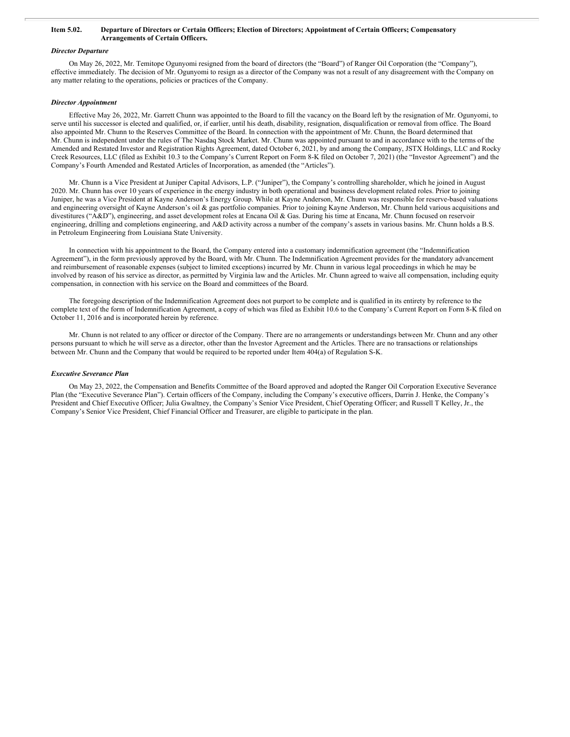**Item 5.02. Departure of Directors or Certain Officers; Election of Directors; Appointment of Certain Officers; Compensatory Arrangements of Certain Officers.**

*Director Departure*

On May 26, 2022, Mr. Temitope Ogunyomi resigned from the board of directors (the "Board") of Ranger Oil Corporation (the "Company"), effective immediately. The decision of Mr. Ogunyomi to resign as a director of the Company was not a result of any disagreement with the Company on any matter relating to the operations, policies or practices of the Company.

*Director Appointment*

Effective May 26, 2022, Mr. Garrett Chunn was appointed to the Board to fill the vacancy on the Board left by the resignation of Mr. Ogunyomi, to serve until his successor is elected and qualified, or, if earlier, until his death, disability, resignation, disqualification or removal from office. The Board also appointed Mr. Chunn to the Reserves Committee of the Board. In connection with the appointment of Mr. Chunn, the Board determined that Mr. Chunn is independent under the rules of The Nasdaq Stock Market. Mr. Chunn was appointed pursuant to and in accordance with to the terms of the Amended and Restated Investor and Registration Rights Agreement, dated October 6, 2021, by and among the Company, JSTX Holdings, LLC and Rocky Creek Resources, LLC (filed as Exhibit 10.3 to the Company's Current Report on Form 8-K filed on October 7, 2021) (the "Investor Agreement") and the Company's Fourth Amended and Restated Articles of Incorporation, as amended (the "Articles").

Mr. Chunn is a Vice President at Juniper Capital Advisors, L.P. ("Juniper"), the Company's controlling shareholder, which he joined in August 2020. Mr. Chunn has over 10 years of experience in the energy industry in both operational and business development related roles. Prior to joining Juniper, he was a Vice President at Kayne Anderson's Energy Group. While at Kayne Anderson, Mr. Chunn was responsible for reserve-based valuations and engineering oversight of Kayne Anderson's oil & gas portfolio companies. Prior to joining Kayne Anderson, Mr. Chunn held various acquisitions and divestitures ("A&D"), engineering, and asset development roles at Encana Oil & Gas. During his time at Encana, Mr. Chunn focused on reservoir engineering, drilling and completions engineering, and A&D activity across a number of the company's assets in various basins. Mr. Chunn holds a B.S. in Petroleum Engineering from Louisiana State University.

In connection with his appointment to the Board, the Company entered into a customary indemnification agreement (the "Indemnification Agreement"), in the form previously approved by the Board, with Mr. Chunn. The Indemnification Agreement provides for the mandatory advancement and reimbursement of reasonable expenses (subject to limited exceptions) incurred by Mr. Chunn in various legal proceedings in which he may be involved by reason of his service as director, as permitted by Virginia law and the Articles. Mr. Chunn agreed to waive all compensation, including equity compensation, in connection with his service on the Board and committees of the Board.

The foregoing description of the Indemnification Agreement does not purport to be complete and is qualified in its entirety by reference to the complete text of the form of Indemnification Agreement, a copy of which was filed as Exhibit 10.6 to the Company's Current Report on Form 8-K filed on October 11, 2016 and is incorporated herein by reference.

Mr. Chunn is not related to any officer or director of the Company. There are no arrangements or understandings between Mr. Chunn and any other persons pursuant to which he will serve as a director, other than the Investor Agreement and the Articles. There are no transactions or relationships between Mr. Chunn and the Company that would be required to be reported under Item 404(a) of Regulation S-K.

*Executive Severance Plan*

On May 23, 2022, the Compensation and Benefits Committee of the Board approved and adopted the Ranger Oil Corporation Executive Severance Plan (the "Executive Severance Plan"). Certain officers of the Company, including the Company's executive officers, Darrin J. Henke, the Company's President and Chief Executive Officer; Julia Gwaltney, the Company's Senior Vice President, Chief Operating Officer; and Russell T Kelley, Jr., the Company's Senior Vice President, Chief Financial Officer and Treasurer, are eligible to participate in the plan.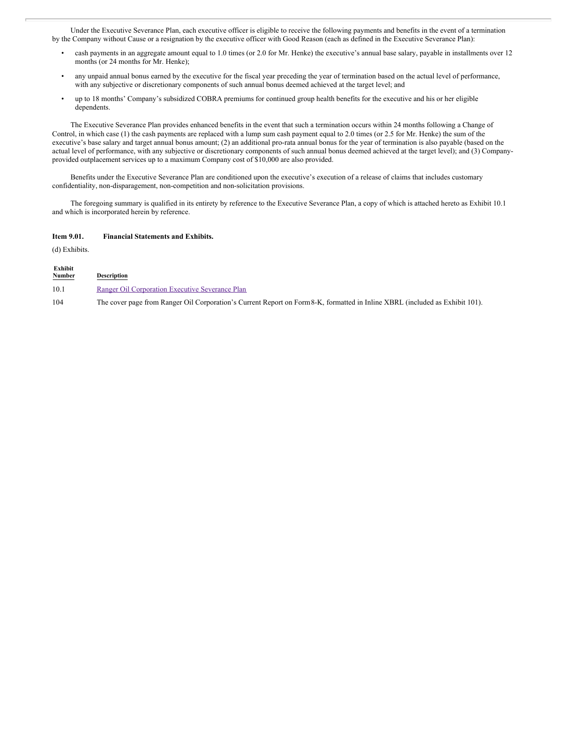Under the Executive Severance Plan, each executive officer is eligible to receive the following payments and benefits in the event of a termination by the Company without Cause or a resignation by the executive officer with Good Reason (each as defined in the Executive Severance Plan):

- cash payments in an aggregate amount equal to 1.0 times (or 2.0 for Mr. Henke) the executive's annual base salary, payable in installments over 12 months (or 24 months for Mr. Henke);
- any unpaid annual bonus earned by the executive for the fiscal year preceding the year of termination based on the actual level of performance, with any subjective or discretionary components of such annual bonus deemed achieved at the target level; and
- up to 18 months' Company's subsidized COBRA premiums for continued group health benefits for the executive and his or her eligible dependents.

The Executive Severance Plan provides enhanced benefits in the event that such a termination occurs within 24 months following a Change of Control, in which case (1) the cash payments are replaced with a lump sum cash payment equal to 2.0 times (or 2.5 for Mr. Henke) the sum of the executive's base salary and target annual bonus amount; (2) an additional pro-rata annual bonus for the year of termination is also payable (based on the actual level of performance, with any subjective or discretionary components of such annual bonus deemed achieved at the target level); and (3) Company-provided outplacement services up to a maximum Company cost of $10,000 are also provided.

Benefits under the Executive Severance Plan are conditioned upon the executive's execution of a release of claims that includes customary confidentiality, non-disparagement, non-competition and non-solicitation provisions.

The foregoing summary is qualified in its entirety by reference to the Executive Severance Plan, a copy of which is attached hereto as Exhibit 10.1 and which is incorporated herein by reference.

**Item 9.01. Financial Statements and Exhibits.**

(d) Exhibits.

| Exhibit Number | Description |
|---|---|
| 10.1 | Ranger Oil Corporation Executive Severance Plan |
| 104 | The cover page from Ranger Oil Corporation's Current Report on Form 8-K, formatted in Inline XBRL (included as Exhibit 101). |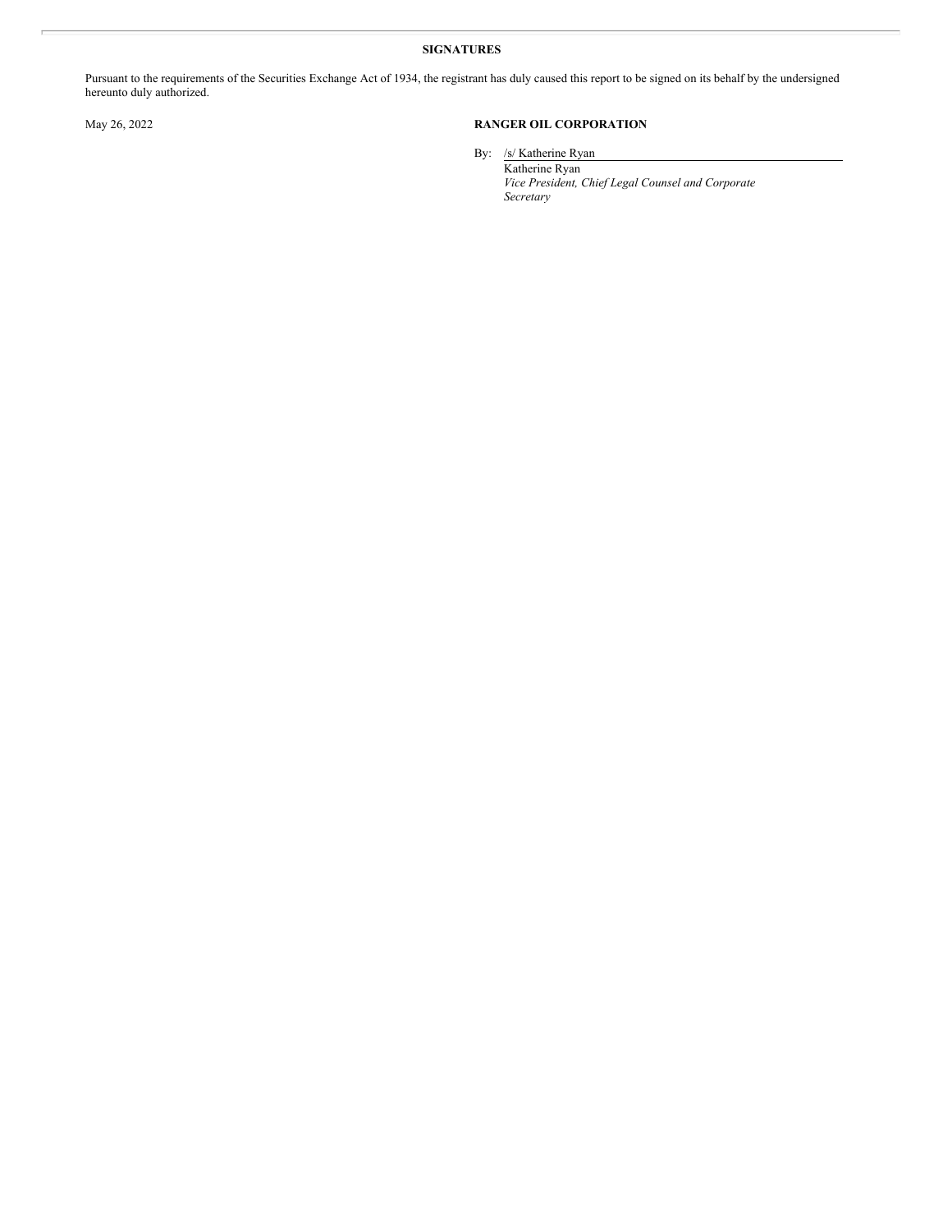**SIGNATURES**

Pursuant to the requirements of the Securities Exchange Act of 1934, the registrant has duly caused this report to be signed on its behalf by the undersigned hereunto duly authorized.

May 26, 2022

**RANGER OIL CORPORATION**

By: /s/ Katherine Ryan

Katherine Ryan

*Vice President, Chief Legal Counsel and Corporate Secretary*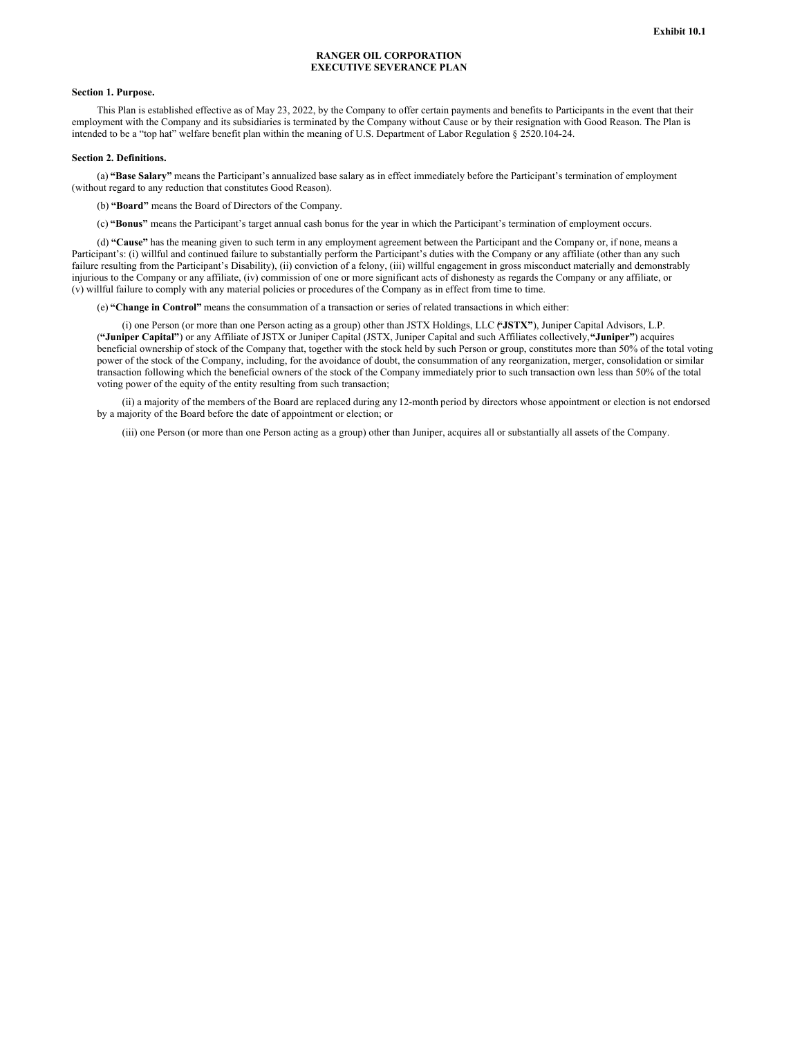Exhibit 10.1

# RANGER OIL CORPORATION
# EXECUTIVE SEVERANCE PLAN

**Section 1. Purpose.**

This Plan is established effective as of May 23, 2022, by the Company to offer certain payments and benefits to Participants in the event that their employment with the Company and its subsidiaries is terminated by the Company without Cause or by their resignation with Good Reason. The Plan is intended to be a "top hat" welfare benefit plan within the meaning of U.S. Department of Labor Regulation § 2520.104-24.

**Section 2. Definitions.**

(a) **"Base Salary"** means the Participant's annualized base salary as in effect immediately before the Participant's termination of employment (without regard to any reduction that constitutes Good Reason).

(b) **"Board"** means the Board of Directors of the Company.

(c) **"Bonus"** means the Participant's target annual cash bonus for the year in which the Participant's termination of employment occurs.

(d) **"Cause"** has the meaning given to such term in any employment agreement between the Participant and the Company or, if none, means a Participant's: (i) willful and continued failure to substantially perform the Participant's duties with the Company or any affiliate (other than any such failure resulting from the Participant's Disability), (ii) conviction of a felony, (iii) willful engagement in gross misconduct materially and demonstrably injurious to the Company or any affiliate, (iv) commission of one or more significant acts of dishonesty as regards the Company or any affiliate, or (v) willful failure to comply with any material policies or procedures of the Company as in effect from time to time.

(e) **"Change in Control"** means the consummation of a transaction or series of related transactions in which either:

(i) one Person (or more than one Person acting as a group) other than JSTX Holdings, LLC (**"JSTX"**), Juniper Capital Advisors, L.P. (**"Juniper Capital"**) or any Affiliate of JSTX or Juniper Capital (JSTX, Juniper Capital and such Affiliates collectively, **"Juniper"**) acquires beneficial ownership of stock of the Company that, together with the stock held by such Person or group, constitutes more than 50% of the total voting power of the stock of the Company, including, for the avoidance of doubt, the consummation of any reorganization, merger, consolidation or similar transaction following which the beneficial owners of the stock of the Company immediately prior to such transaction own less than 50% of the total voting power of the equity of the entity resulting from such transaction;

(ii) a majority of the members of the Board are replaced during any 12-month period by directors whose appointment or election is not endorsed by a majority of the Board before the date of appointment or election; or

(iii) one Person (or more than one Person acting as a group) other than Juniper, acquires all or substantially all assets of the Company.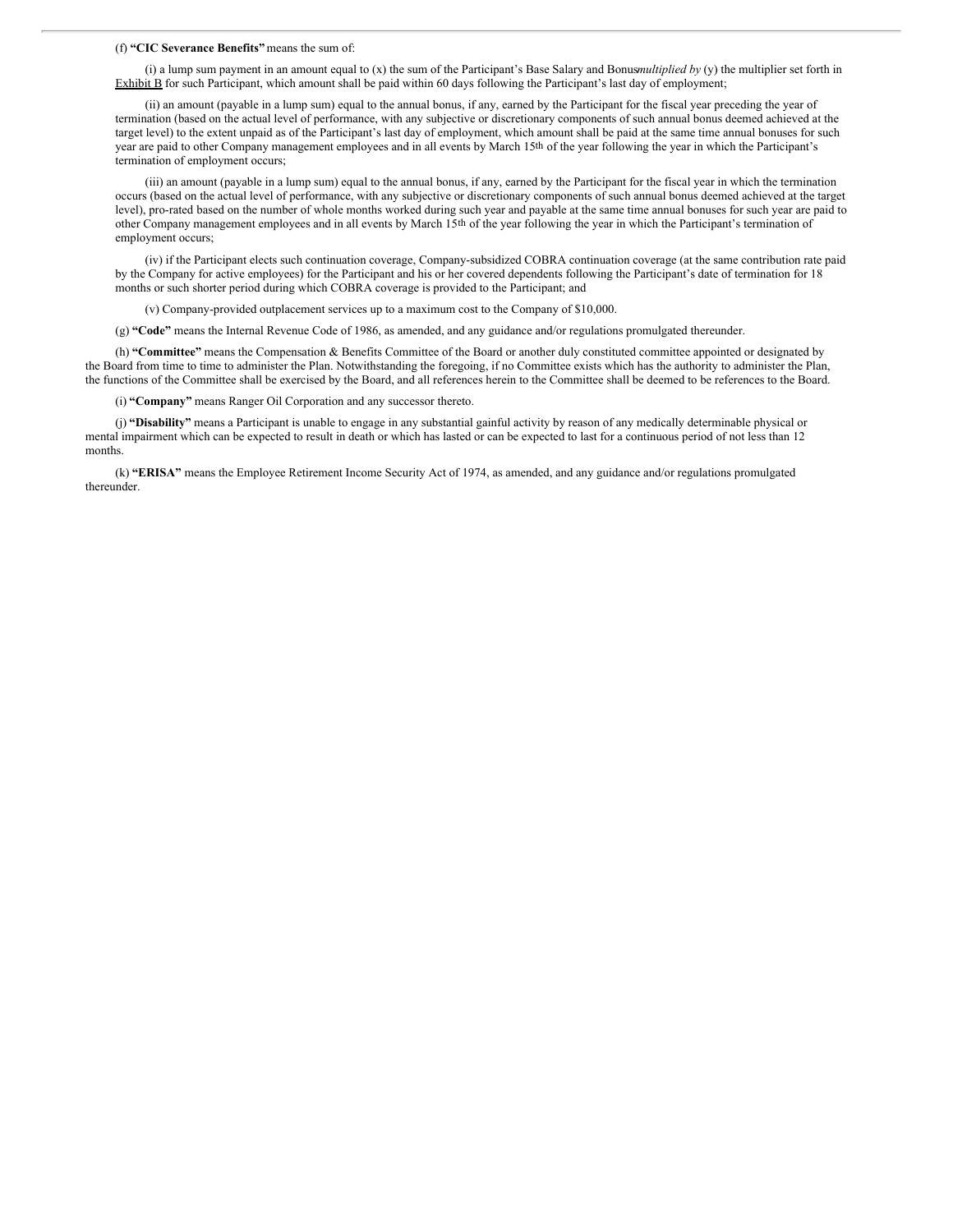(f) **"CIC Severance Benefits"** means the sum of:

(i) a lump sum payment in an amount equal to (x) the sum of the Participant's Base Salary and Bonus *multiplied by* (y) the multiplier set forth in Exhibit B for such Participant, which amount shall be paid within 60 days following the Participant's last day of employment;

(ii) an amount (payable in a lump sum) equal to the annual bonus, if any, earned by the Participant for the fiscal year preceding the year of termination (based on the actual level of performance, with any subjective or discretionary components of such annual bonus deemed achieved at the target level) to the extent unpaid as of the Participant's last day of employment, which amount shall be paid at the same time annual bonuses for such year are paid to other Company management employees and in all events by March 15th of the year following the year in which the Participant's termination of employment occurs;

(iii) an amount (payable in a lump sum) equal to the annual bonus, if any, earned by the Participant for the fiscal year in which the termination occurs (based on the actual level of performance, with any subjective or discretionary components of such annual bonus deemed achieved at the target level), pro-rated based on the number of whole months worked during such year and payable at the same time annual bonuses for such year are paid to other Company management employees and in all events by March 15th of the year following the year in which the Participant's termination of employment occurs;

(iv) if the Participant elects such continuation coverage, Company-subsidized COBRA continuation coverage (at the same contribution rate paid by the Company for active employees) for the Participant and his or her covered dependents following the Participant's date of termination for 18 months or such shorter period during which COBRA coverage is provided to the Participant; and

(v) Company-provided outplacement services up to a maximum cost to the Company of $10,000.

(g) **"Code"** means the Internal Revenue Code of 1986, as amended, and any guidance and/or regulations promulgated thereunder.

(h) **"Committee"** means the Compensation & Benefits Committee of the Board or another duly constituted committee appointed or designated by the Board from time to time to administer the Plan. Notwithstanding the foregoing, if no Committee exists which has the authority to administer the Plan, the functions of the Committee shall be exercised by the Board, and all references herein to the Committee shall be deemed to be references to the Board.

(i) **"Company"** means Ranger Oil Corporation and any successor thereto.

(j) **"Disability"** means a Participant is unable to engage in any substantial gainful activity by reason of any medically determinable physical or mental impairment which can be expected to result in death or which has lasted or can be expected to last for a continuous period of not less than 12 months.

(k) **"ERISA"** means the Employee Retirement Income Security Act of 1974, as amended, and any guidance and/or regulations promulgated thereunder.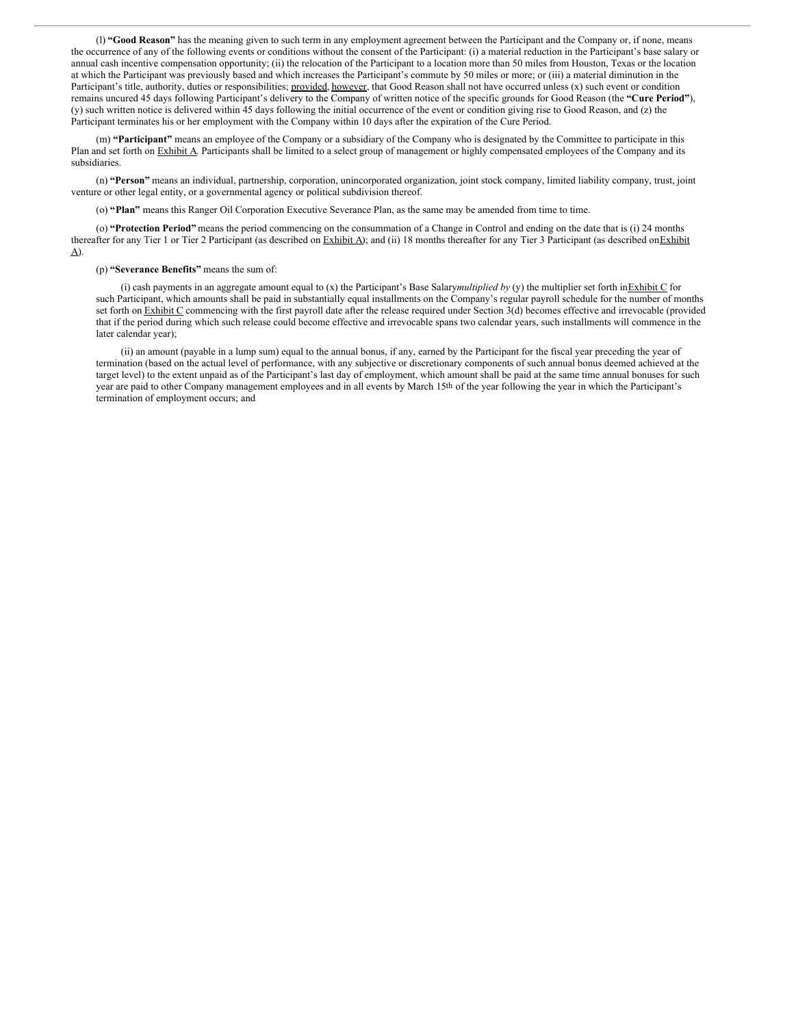(l) **"Good Reason"** has the meaning given to such term in any employment agreement between the Participant and the Company or, if none, means the occurrence of any of the following events or conditions without the consent of the Participant: (i) a material reduction in the Participant's base salary or annual cash incentive compensation opportunity; (ii) the relocation of the Participant to a location more than 50 miles from Houston, Texas or the location at which the Participant was previously based and which increases the Participant's commute by 50 miles or more; or (iii) a material diminution in the Participant's title, authority, duties or responsibilities; provided, however, that Good Reason shall not have occurred unless (x) such event or condition remains uncured 45 days following Participant's delivery to the Company of written notice of the specific grounds for Good Reason (the **"Cure Period"**), (y) such written notice is delivered within 45 days following the initial occurrence of the event or condition giving rise to Good Reason, and (z) the Participant terminates his or her employment with the Company within 10 days after the expiration of the Cure Period.

(m) **"Participant"** means an employee of the Company or a subsidiary of the Company who is designated by the Committee to participate in this Plan and set forth on Exhibit A. Participants shall be limited to a select group of management or highly compensated employees of the Company and its subsidiaries.

(n) **"Person"** means an individual, partnership, corporation, unincorporated organization, joint stock company, limited liability company, trust, joint venture or other legal entity, or a governmental agency or political subdivision thereof.

(o) **"Plan"** means this Ranger Oil Corporation Executive Severance Plan, as the same may be amended from time to time.

(o) **"Protection Period"** means the period commencing on the consummation of a Change in Control and ending on the date that is (i) 24 months thereafter for any Tier 1 or Tier 2 Participant (as described on Exhibit A); and (ii) 18 months thereafter for any Tier 3 Participant (as described on Exhibit A).

(p) **"Severance Benefits"** means the sum of:

(i) cash payments in an aggregate amount equal to (x) the Participant's Base Salary *multiplied by* (y) the multiplier set forth in Exhibit C for such Participant, which amounts shall be paid in substantially equal installments on the Company's regular payroll schedule for the number of months set forth on Exhibit C commencing with the first payroll date after the release required under Section 3(d) becomes effective and irrevocable (provided that if the period during which such release could become effective and irrevocable spans two calendar years, such installments will commence in the later calendar year);

(ii) an amount (payable in a lump sum) equal to the annual bonus, if any, earned by the Participant for the fiscal year preceding the year of termination (based on the actual level of performance, with any subjective or discretionary components of such annual bonus deemed achieved at the target level) to the extent unpaid as of the Participant's last day of employment, which amount shall be paid at the same time annual bonuses for such year are paid to other Company management employees and in all events by March 15th of the year following the year in which the Participant's termination of employment occurs; and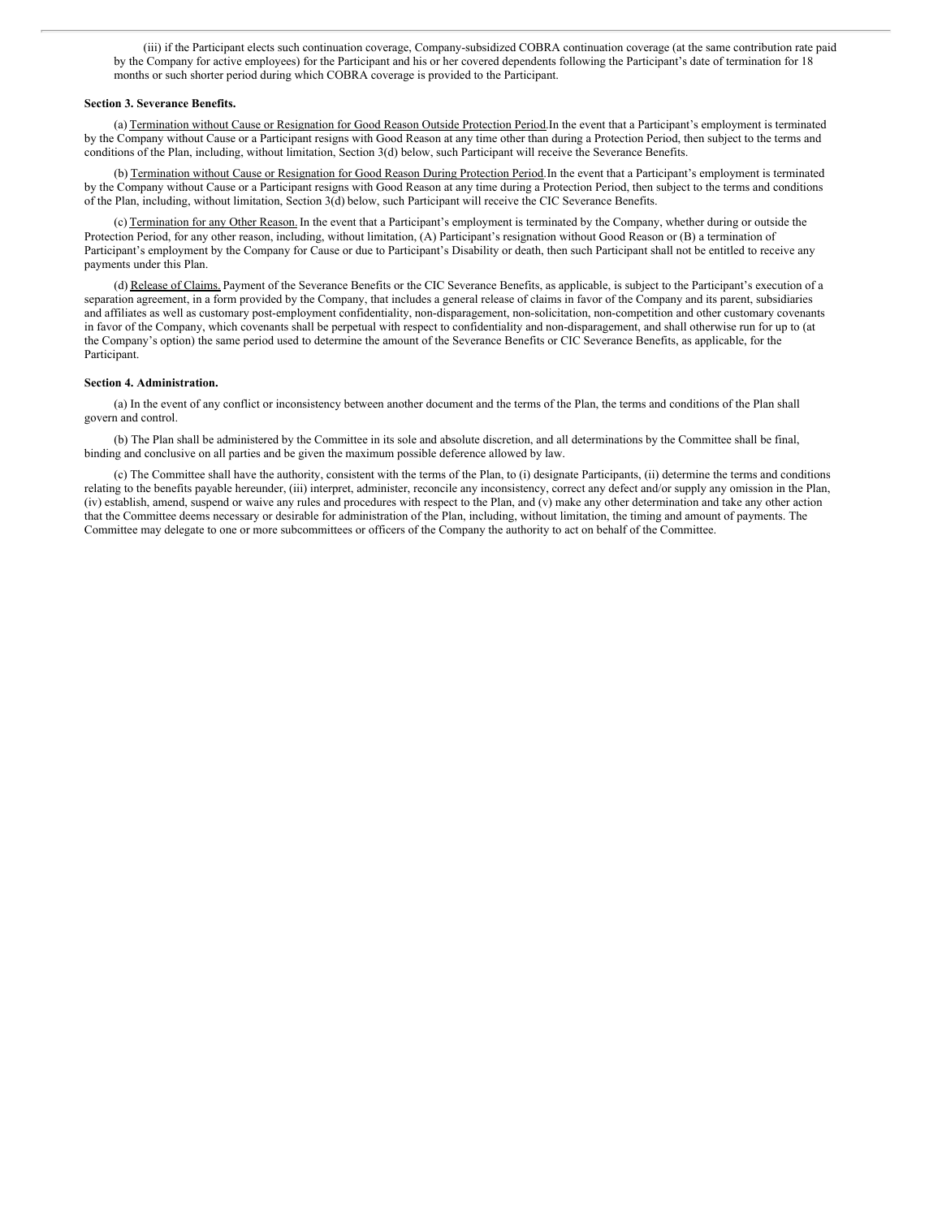(iii) if the Participant elects such continuation coverage, Company-subsidized COBRA continuation coverage (at the same contribution rate paid by the Company for active employees) for the Participant and his or her covered dependents following the Participant's date of termination for 18 months or such shorter period during which COBRA coverage is provided to the Participant.

**Section 3. Severance Benefits.**

(a) Termination without Cause or Resignation for Good Reason Outside Protection Period. In the event that a Participant's employment is terminated by the Company without Cause or a Participant resigns with Good Reason at any time other than during a Protection Period, then subject to the terms and conditions of the Plan, including, without limitation, Section 3(d) below, such Participant will receive the Severance Benefits.

(b) Termination without Cause or Resignation for Good Reason During Protection Period. In the event that a Participant's employment is terminated by the Company without Cause or a Participant resigns with Good Reason at any time during a Protection Period, then subject to the terms and conditions of the Plan, including, without limitation, Section 3(d) below, such Participant will receive the CIC Severance Benefits.

(c) Termination for any Other Reason. In the event that a Participant's employment is terminated by the Company, whether during or outside the Protection Period, for any other reason, including, without limitation, (A) Participant's resignation without Good Reason or (B) a termination of Participant's employment by the Company for Cause or due to Participant's Disability or death, then such Participant shall not be entitled to receive any payments under this Plan.

(d) Release of Claims. Payment of the Severance Benefits or the CIC Severance Benefits, as applicable, is subject to the Participant's execution of a separation agreement, in a form provided by the Company, that includes a general release of claims in favor of the Company and its parent, subsidiaries and affiliates as well as customary post-employment confidentiality, non-disparagement, non-solicitation, non-competition and other customary covenants in favor of the Company, which covenants shall be perpetual with respect to confidentiality and non-disparagement, and shall otherwise run for up to (at the Company's option) the same period used to determine the amount of the Severance Benefits or CIC Severance Benefits, as applicable, for the Participant.

**Section 4. Administration.**

(a) In the event of any conflict or inconsistency between another document and the terms of the Plan, the terms and conditions of the Plan shall govern and control.

(b) The Plan shall be administered by the Committee in its sole and absolute discretion, and all determinations by the Committee shall be final, binding and conclusive on all parties and be given the maximum possible deference allowed by law.

(c) The Committee shall have the authority, consistent with the terms of the Plan, to (i) designate Participants, (ii) determine the terms and conditions relating to the benefits payable hereunder, (iii) interpret, administer, reconcile any inconsistency, correct any defect and/or supply any omission in the Plan, (iv) establish, amend, suspend or waive any rules and procedures with respect to the Plan, and (v) make any other determination and take any other action that the Committee deems necessary or desirable for administration of the Plan, including, without limitation, the timing and amount of payments. The Committee may delegate to one or more subcommittees or officers of the Company the authority to act on behalf of the Committee.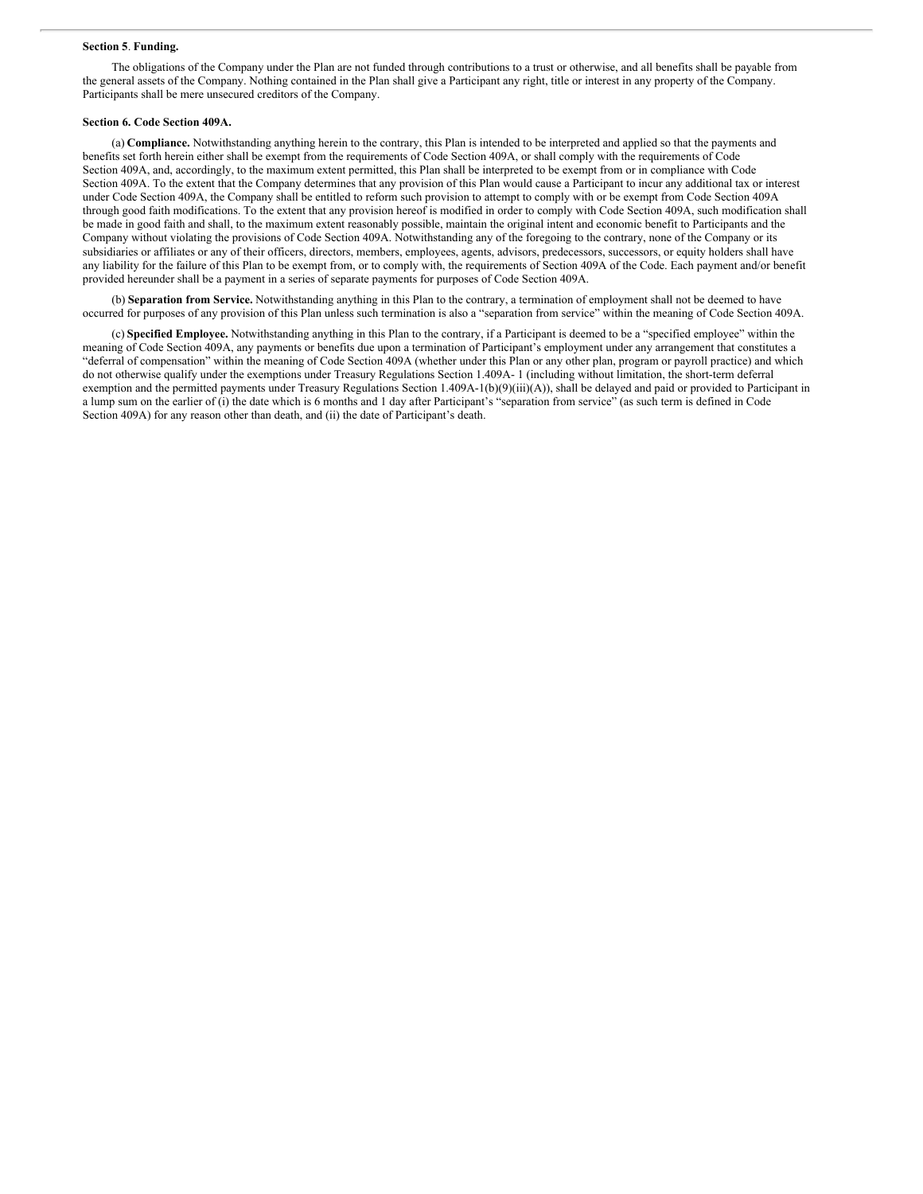**Section 5**. **Funding.**

The obligations of the Company under the Plan are not funded through contributions to a trust or otherwise, and all benefits shall be payable from the general assets of the Company. Nothing contained in the Plan shall give a Participant any right, title or interest in any property of the Company. Participants shall be mere unsecured creditors of the Company.

**Section 6. Code Section 409A.**

(a) **Compliance.** Notwithstanding anything herein to the contrary, this Plan is intended to be interpreted and applied so that the payments and benefits set forth herein either shall be exempt from the requirements of Code Section 409A, or shall comply with the requirements of Code Section 409A, and, accordingly, to the maximum extent permitted, this Plan shall be interpreted to be exempt from or in compliance with Code Section 409A. To the extent that the Company determines that any provision of this Plan would cause a Participant to incur any additional tax or interest under Code Section 409A, the Company shall be entitled to reform such provision to attempt to comply with or be exempt from Code Section 409A through good faith modifications. To the extent that any provision hereof is modified in order to comply with Code Section 409A, such modification shall be made in good faith and shall, to the maximum extent reasonably possible, maintain the original intent and economic benefit to Participants and the Company without violating the provisions of Code Section 409A. Notwithstanding any of the foregoing to the contrary, none of the Company or its subsidiaries or affiliates or any of their officers, directors, members, employees, agents, advisors, predecessors, successors, or equity holders shall have any liability for the failure of this Plan to be exempt from, or to comply with, the requirements of Section 409A of the Code. Each payment and/or benefit provided hereunder shall be a payment in a series of separate payments for purposes of Code Section 409A.

(b) **Separation from Service.** Notwithstanding anything in this Plan to the contrary, a termination of employment shall not be deemed to have occurred for purposes of any provision of this Plan unless such termination is also a "separation from service" within the meaning of Code Section 409A.

(c) **Specified Employee.** Notwithstanding anything in this Plan to the contrary, if a Participant is deemed to be a "specified employee" within the meaning of Code Section 409A, any payments or benefits due upon a termination of Participant's employment under any arrangement that constitutes a "deferral of compensation" within the meaning of Code Section 409A (whether under this Plan or any other plan, program or payroll practice) and which do not otherwise qualify under the exemptions under Treasury Regulations Section 1.409A- 1 (including without limitation, the short-term deferral exemption and the permitted payments under Treasury Regulations Section 1.409A-1(b)(9)(iii)(A)), shall be delayed and paid or provided to Participant in a lump sum on the earlier of (i) the date which is 6 months and 1 day after Participant's "separation from service" (as such term is defined in Code Section 409A) for any reason other than death, and (ii) the date of Participant's death.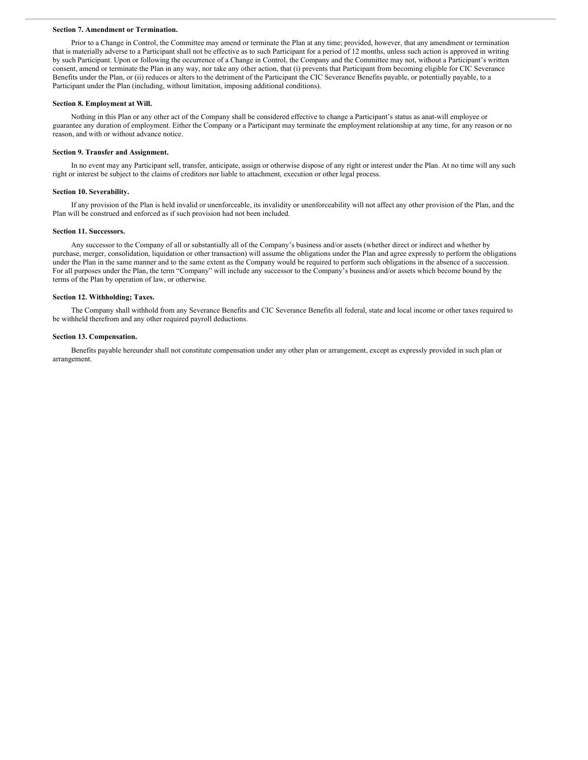**Section 7. Amendment or Termination.**

Prior to a Change in Control, the Committee may amend or terminate the Plan at any time; provided, however, that any amendment or termination that is materially adverse to a Participant shall not be effective as to such Participant for a period of 12 months, unless such action is approved in writing by such Participant. Upon or following the occurrence of a Change in Control, the Company and the Committee may not, without a Participant's written consent, amend or terminate the Plan in any way, nor take any other action, that (i) prevents that Participant from becoming eligible for CIC Severance Benefits under the Plan, or (ii) reduces or alters to the detriment of the Participant the CIC Severance Benefits payable, or potentially payable, to a Participant under the Plan (including, without limitation, imposing additional conditions).

**Section 8. Employment at Will.**

Nothing in this Plan or any other act of the Company shall be considered effective to change a Participant's status as anat-will employee or guarantee any duration of employment. Either the Company or a Participant may terminate the employment relationship at any time, for any reason or no reason, and with or without advance notice.

**Section 9. Transfer and Assignment.**

In no event may any Participant sell, transfer, anticipate, assign or otherwise dispose of any right or interest under the Plan. At no time will any such right or interest be subject to the claims of creditors nor liable to attachment, execution or other legal process.

**Section 10. Severability.**

If any provision of the Plan is held invalid or unenforceable, its invalidity or unenforceability will not affect any other provision of the Plan, and the Plan will be construed and enforced as if such provision had not been included.

**Section 11. Successors.**

Any successor to the Company of all or substantially all of the Company's business and/or assets (whether direct or indirect and whether by purchase, merger, consolidation, liquidation or other transaction) will assume the obligations under the Plan and agree expressly to perform the obligations under the Plan in the same manner and to the same extent as the Company would be required to perform such obligations in the absence of a succession. For all purposes under the Plan, the term "Company" will include any successor to the Company's business and/or assets which become bound by the terms of the Plan by operation of law, or otherwise.

**Section 12. Withholding; Taxes.**

The Company shall withhold from any Severance Benefits and CIC Severance Benefits all federal, state and local income or other taxes required to be withheld therefrom and any other required payroll deductions.

**Section 13. Compensation.**

Benefits payable hereunder shall not constitute compensation under any other plan or arrangement, except as expressly provided in such plan or arrangement.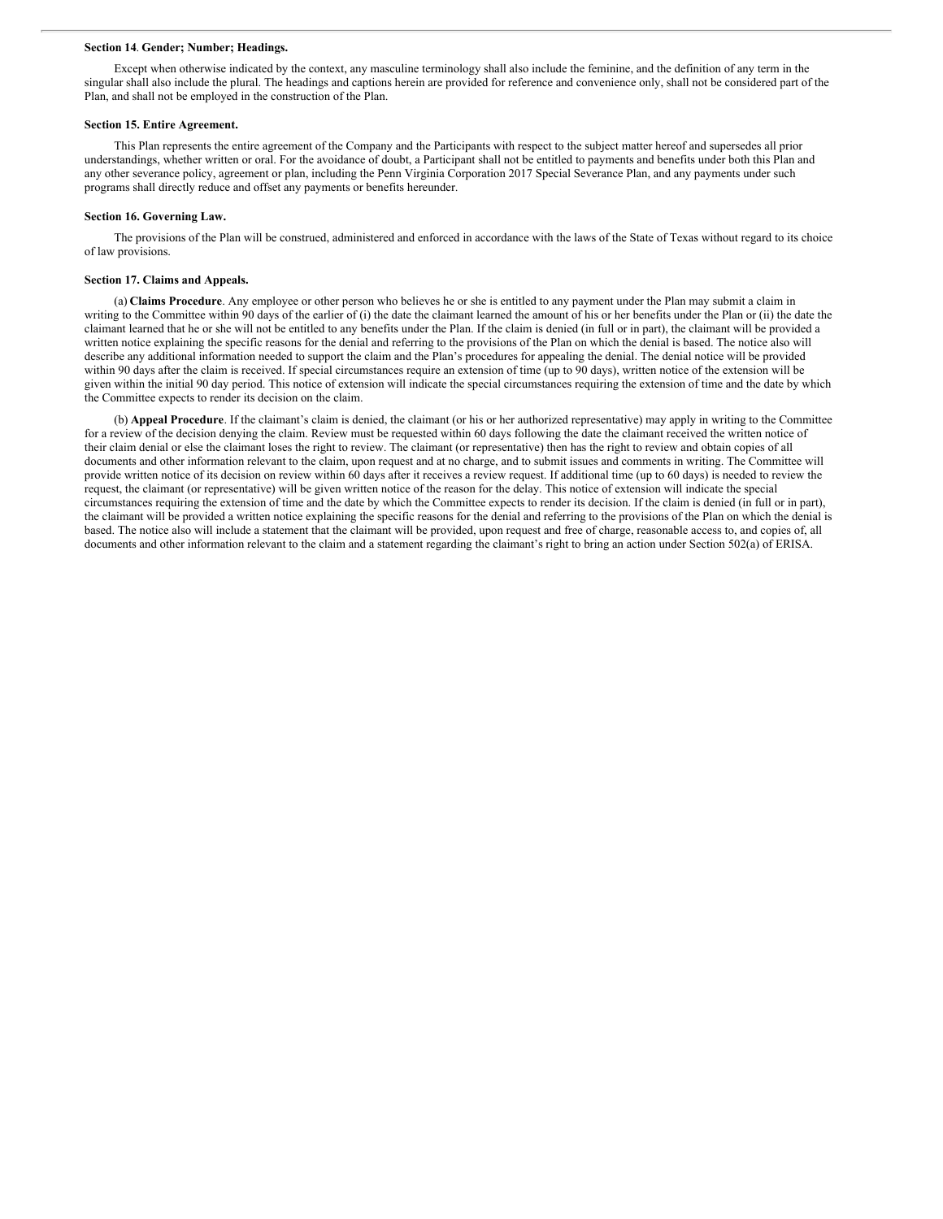### Section 14. Gender; Number; Headings.

Except when otherwise indicated by the context, any masculine terminology shall also include the feminine, and the definition of any term in the singular shall also include the plural. The headings and captions herein are provided for reference and convenience only, shall not be considered part of the Plan, and shall not be employed in the construction of the Plan.

### Section 15. Entire Agreement.

This Plan represents the entire agreement of the Company and the Participants with respect to the subject matter hereof and supersedes all prior understandings, whether written or oral. For the avoidance of doubt, a Participant shall not be entitled to payments and benefits under both this Plan and any other severance policy, agreement or plan, including the Penn Virginia Corporation 2017 Special Severance Plan, and any payments under such programs shall directly reduce and offset any payments or benefits hereunder.

### Section 16. Governing Law.

The provisions of the Plan will be construed, administered and enforced in accordance with the laws of the State of Texas without regard to its choice of law provisions.

### Section 17. Claims and Appeals.

(a) **Claims Procedure**. Any employee or other person who believes he or she is entitled to any payment under the Plan may submit a claim in writing to the Committee within 90 days of the earlier of (i) the date the claimant learned the amount of his or her benefits under the Plan or (ii) the date the claimant learned that he or she will not be entitled to any benefits under the Plan. If the claim is denied (in full or in part), the claimant will be provided a written notice explaining the specific reasons for the denial and referring to the provisions of the Plan on which the denial is based. The notice also will describe any additional information needed to support the claim and the Plan's procedures for appealing the denial. The denial notice will be provided within 90 days after the claim is received. If special circumstances require an extension of time (up to 90 days), written notice of the extension will be given within the initial 90 day period. This notice of extension will indicate the special circumstances requiring the extension of time and the date by which the Committee expects to render its decision on the claim.

(b) **Appeal Procedure**. If the claimant's claim is denied, the claimant (or his or her authorized representative) may apply in writing to the Committee for a review of the decision denying the claim. Review must be requested within 60 days following the date the claimant received the written notice of their claim denial or else the claimant loses the right to review. The claimant (or representative) then has the right to review and obtain copies of all documents and other information relevant to the claim, upon request and at no charge, and to submit issues and comments in writing. The Committee will provide written notice of its decision on review within 60 days after it receives a review request. If additional time (up to 60 days) is needed to review the request, the claimant (or representative) will be given written notice of the reason for the delay. This notice of extension will indicate the special circumstances requiring the extension of time and the date by which the Committee expects to render its decision. If the claim is denied (in full or in part), the claimant will be provided a written notice explaining the specific reasons for the denial and referring to the provisions of the Plan on which the denial is based. The notice also will include a statement that the claimant will be provided, upon request and free of charge, reasonable access to, and copies of, all documents and other information relevant to the claim and a statement regarding the claimant's right to bring an action under Section 502(a) of ERISA.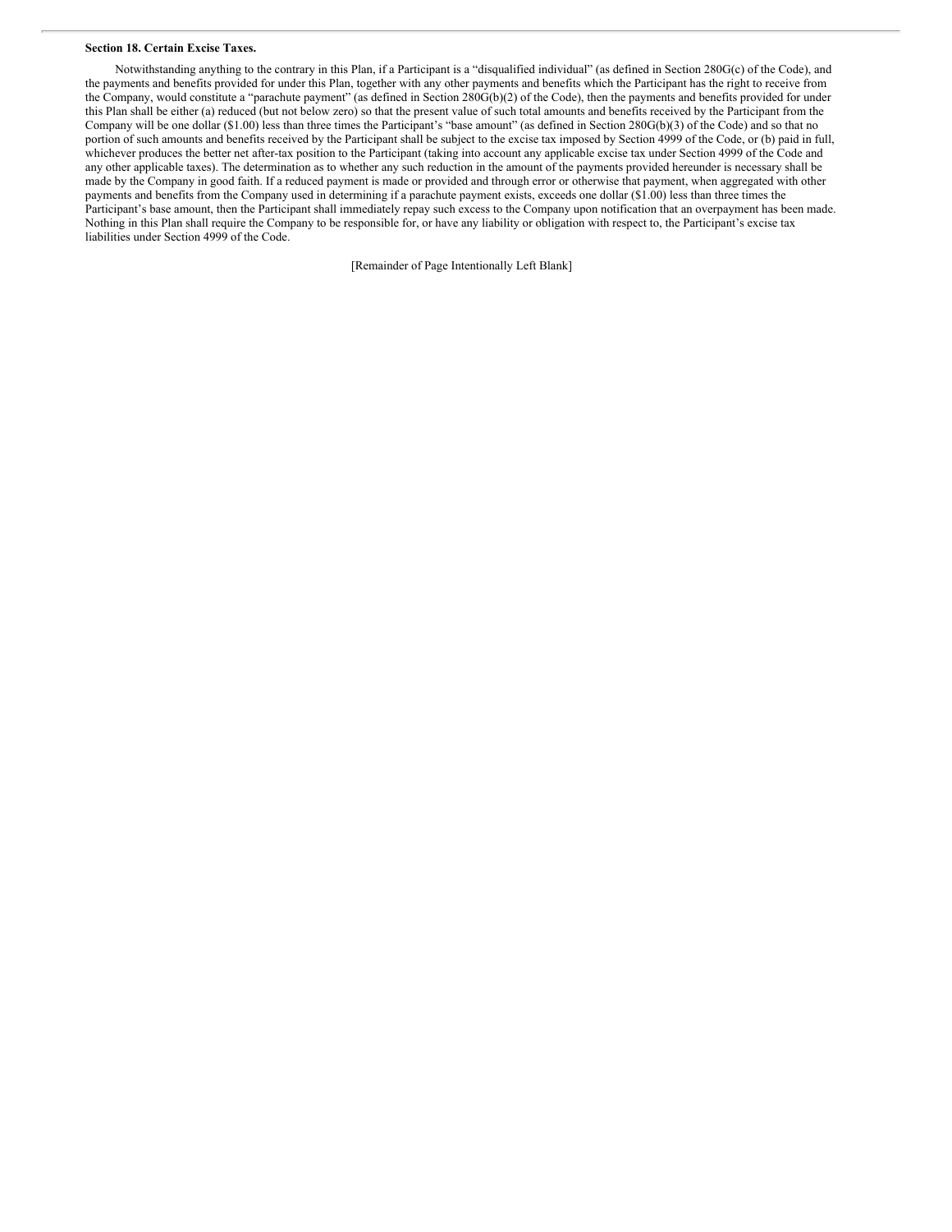**Section 18. Certain Excise Taxes.**

Notwithstanding anything to the contrary in this Plan, if a Participant is a "disqualified individual" (as defined in Section 280G(c) of the Code), and the payments and benefits provided for under this Plan, together with any other payments and benefits which the Participant has the right to receive from the Company, would constitute a "parachute payment" (as defined in Section 280G(b)(2) of the Code), then the payments and benefits provided for under this Plan shall be either (a) reduced (but not below zero) so that the present value of such total amounts and benefits received by the Participant from the Company will be one dollar ($1.00) less than three times the Participant's "base amount" (as defined in Section 280G(b)(3) of the Code) and so that no portion of such amounts and benefits received by the Participant shall be subject to the excise tax imposed by Section 4999 of the Code, or (b) paid in full, whichever produces the better net after-tax position to the Participant (taking into account any applicable excise tax under Section 4999 of the Code and any other applicable taxes). The determination as to whether any such reduction in the amount of the payments provided hereunder is necessary shall be made by the Company in good faith. If a reduced payment is made or provided and through error or otherwise that payment, when aggregated with other payments and benefits from the Company used in determining if a parachute payment exists, exceeds one dollar ($1.00) less than three times the Participant's base amount, then the Participant shall immediately repay such excess to the Company upon notification that an overpayment has been made. Nothing in this Plan shall require the Company to be responsible for, or have any liability or obligation with respect to, the Participant's excise tax liabilities under Section 4999 of the Code.

[Remainder of Page Intentionally Left Blank]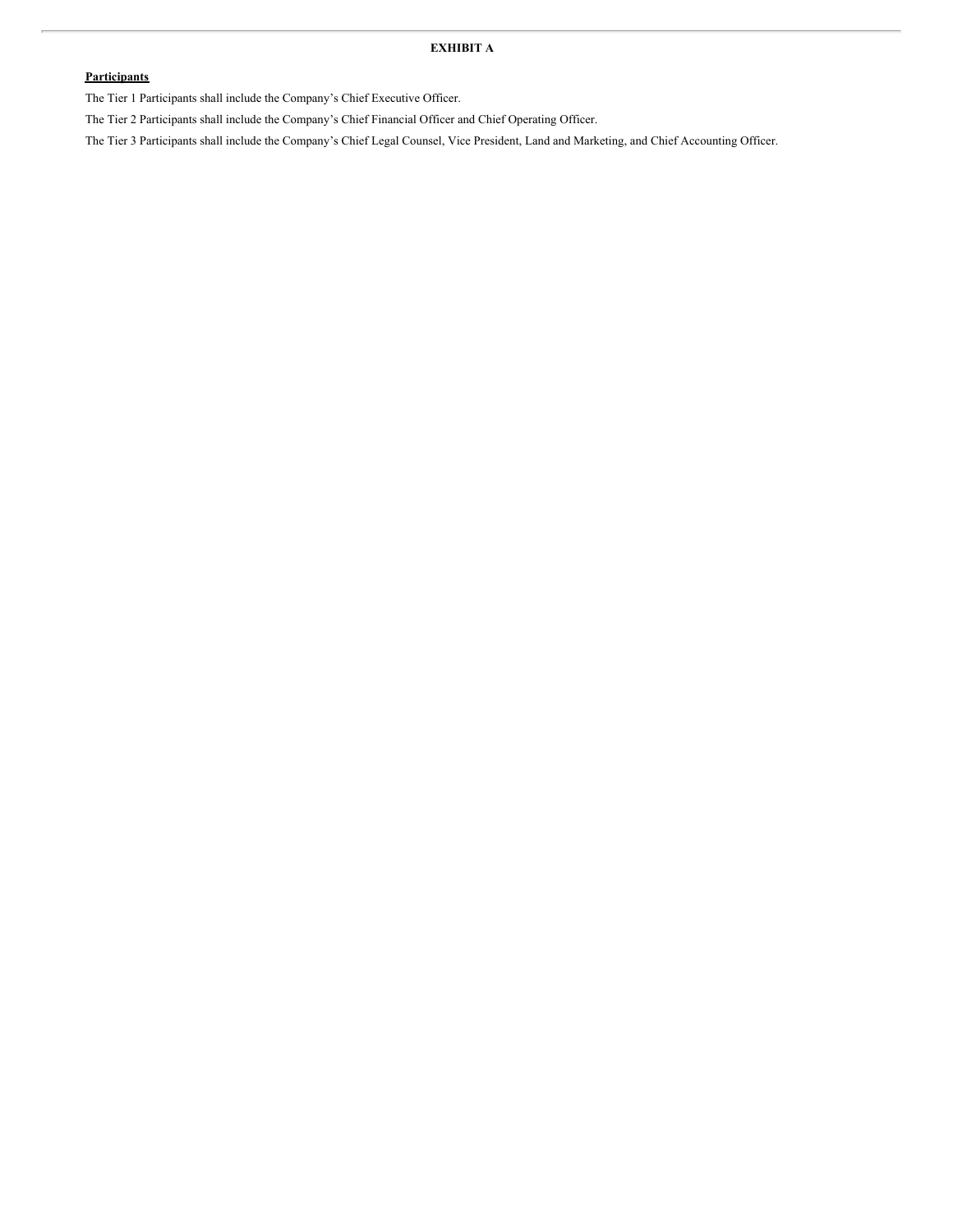# EXHIBIT A

**Participants**

The Tier 1 Participants shall include the Company's Chief Executive Officer.

The Tier 2 Participants shall include the Company's Chief Financial Officer and Chief Operating Officer.

The Tier 3 Participants shall include the Company's Chief Legal Counsel, Vice President, Land and Marketing, and Chief Accounting Officer.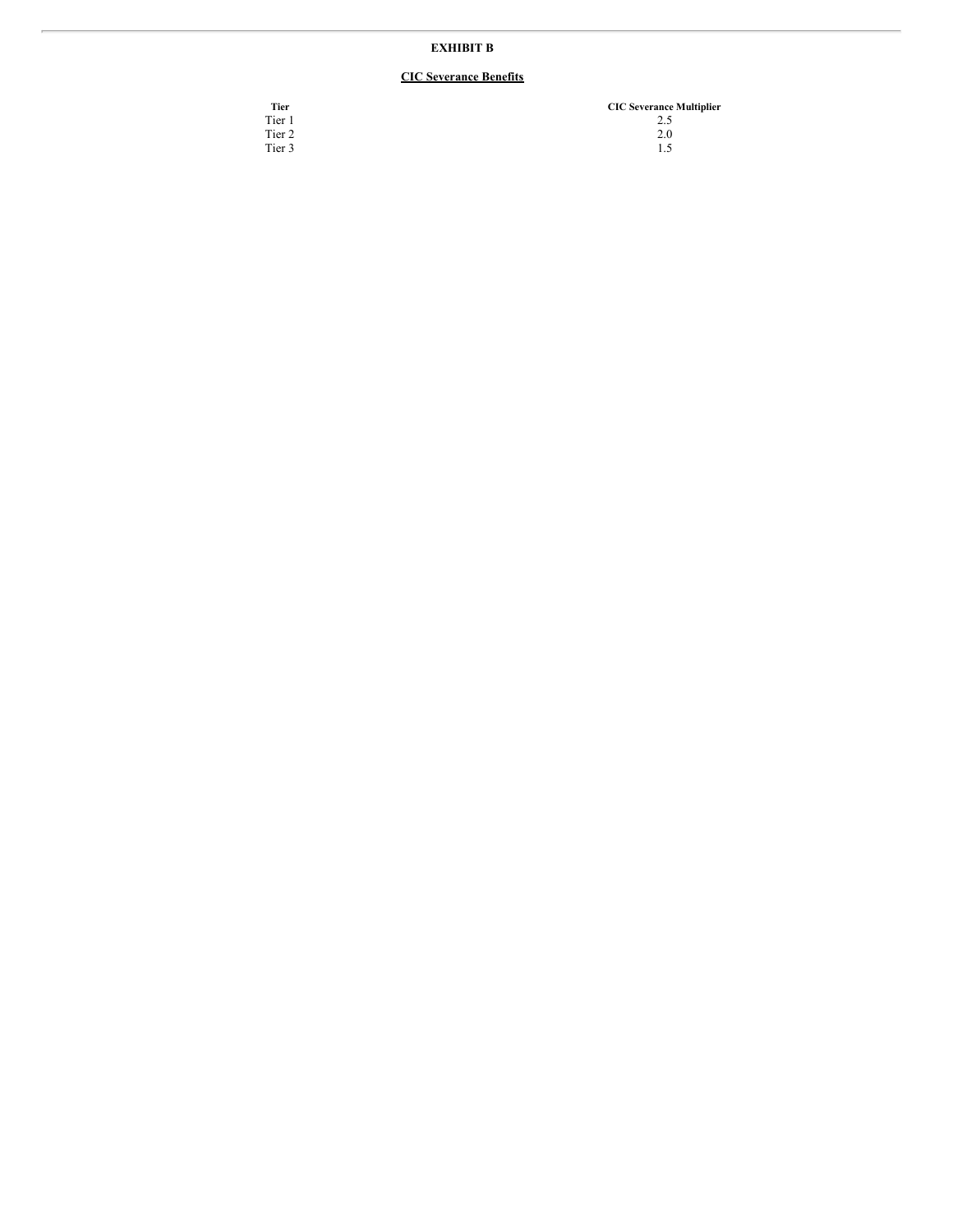# EXHIBIT B

## CIC Severance Benefits

| Tier | CIC Severance Multiplier |
| --- | --- |
| Tier 1 | 2.5 |
| Tier 2 | 2.0 |
| Tier 3 | 1.5 |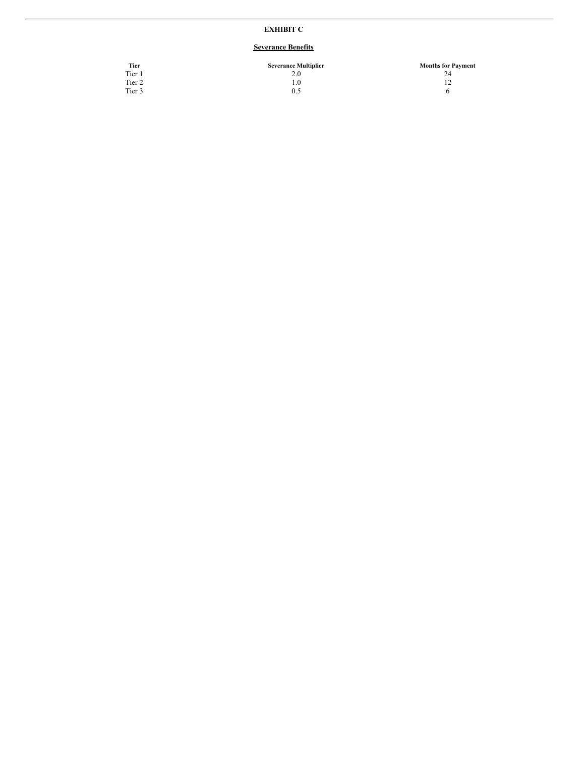**EXHIBIT C**

**Severance Benefits**

| Tier | Severance Multiplier | Months for Payment |
|---|---|---|
| Tier 1 | 2.0 | 24 |
| Tier 2 | 1.0 | 12 |
| Tier 3 | 0.5 | 6 |